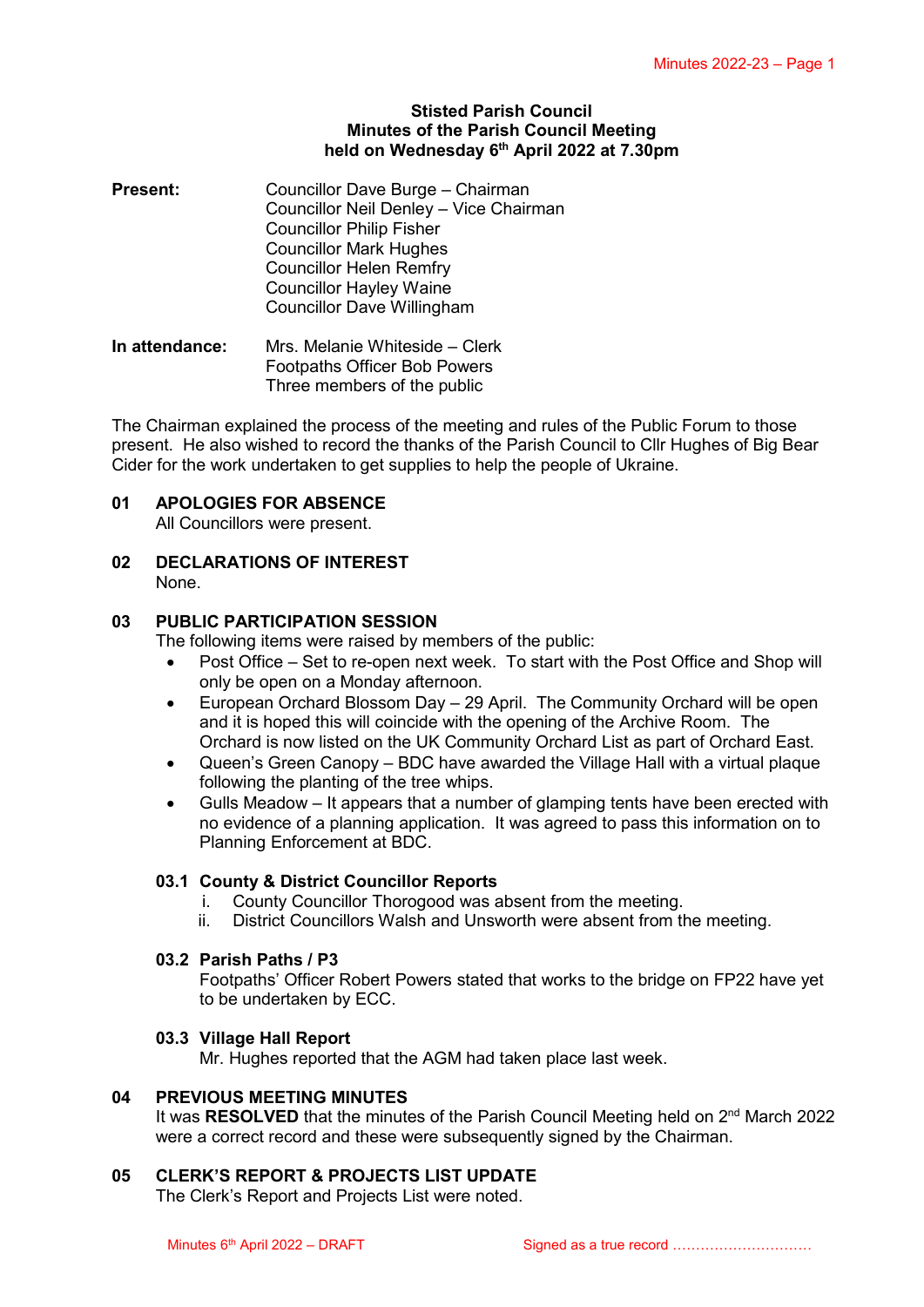**Stisted Parish Council**
**Minutes of the Parish Council Meeting**
**held on Wednesday 6th April 2022 at 7.30pm**

**Present:**
Councillor Dave Burge – Chairman
Councillor Neil Denley – Vice Chairman
Councillor Philip Fisher
Councillor Mark Hughes
Councillor Helen Remfry
Councillor Hayley Waine
Councillor Dave Willingham

**In attendance:**
Mrs. Melanie Whiteside – Clerk
Footpaths Officer Bob Powers
Three members of the public

The Chairman explained the process of the meeting and rules of the Public Forum to those present. He also wished to record the thanks of the Parish Council to Cllr Hughes of Big Bear Cider for the work undertaken to get supplies to help the people of Ukraine.

## 01 APOLOGIES FOR ABSENCE

All Councillors were present.

## 02 DECLARATIONS OF INTEREST

None.

## 03 PUBLIC PARTICIPATION SESSION

The following items were raised by members of the public:

- Post Office – Set to re-open next week. To start with the Post Office and Shop will only be open on a Monday afternoon.
- European Orchard Blossom Day – 29 April. The Community Orchard will be open and it is hoped this will coincide with the opening of the Archive Room. The Orchard is now listed on the UK Community Orchard List as part of Orchard East.
- Queen's Green Canopy – BDC have awarded the Village Hall with a virtual plaque following the planting of the tree whips.
- Gulls Meadow – It appears that a number of glamping tents have been erected with no evidence of a planning application. It was agreed to pass this information on to Planning Enforcement at BDC.

### 03.1 County & District Councillor Reports

i. County Councillor Thorogood was absent from the meeting.
ii. District Councillors Walsh and Unsworth were absent from the meeting.

### 03.2 Parish Paths / P3

Footpaths' Officer Robert Powers stated that works to the bridge on FP22 have yet to be undertaken by ECC.

### 03.3 Village Hall Report

Mr. Hughes reported that the AGM had taken place last week.

## 04 PREVIOUS MEETING MINUTES

It was **RESOLVED** that the minutes of the Parish Council Meeting held on 2nd March 2022 were a correct record and these were subsequently signed by the Chairman.

## 05 CLERK'S REPORT & PROJECTS LIST UPDATE

The Clerk's Report and Projects List were noted.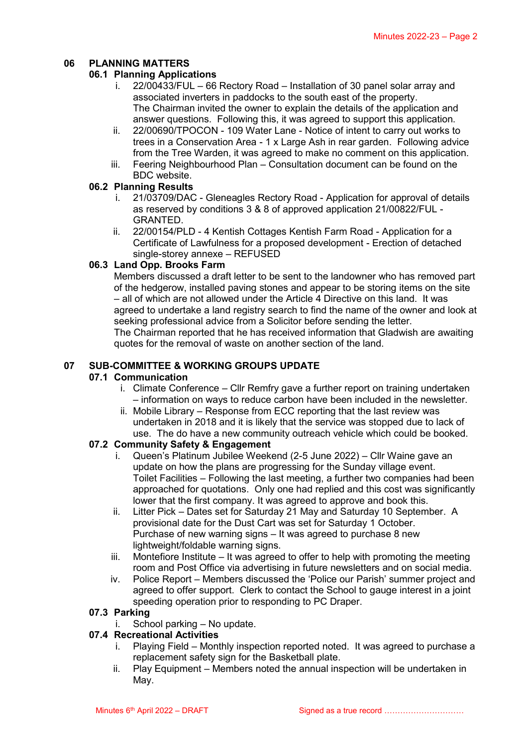## 06 PLANNING MATTERS

### 06.1 Planning Applications

i. 22/00433/FUL – 66 Rectory Road – Installation of 30 panel solar array and associated inverters in paddocks to the south east of the property.
The Chairman invited the owner to explain the details of the application and answer questions. Following this, it was agreed to support this application.

ii. 22/00690/TPOCON - 109 Water Lane - Notice of intent to carry out works to trees in a Conservation Area - 1 x Large Ash in rear garden. Following advice from the Tree Warden, it was agreed to make no comment on this application.

iii. Feering Neighbourhood Plan – Consultation document can be found on the BDC website.

### 06.2 Planning Results

i. 21/03709/DAC - Gleneagles Rectory Road - Application for approval of details as reserved by conditions 3 & 8 of approved application 21/00822/FUL - GRANTED.

ii. 22/00154/PLD - 4 Kentish Cottages Kentish Farm Road - Application for a Certificate of Lawfulness for a proposed development - Erection of detached single-storey annexe – REFUSED

### 06.3 Land Opp. Brooks Farm

Members discussed a draft letter to be sent to the landowner who has removed part of the hedgerow, installed paving stones and appear to be storing items on the site – all of which are not allowed under the Article 4 Directive on this land. It was agreed to undertake a land registry search to find the name of the owner and look at seeking professional advice from a Solicitor before sending the letter.
The Chairman reported that he has received information that Gladwish are awaiting quotes for the removal of waste on another section of the land.

## 07 SUB-COMMITTEE & WORKING GROUPS UPDATE

### 07.1 Communication

i. Climate Conference – Cllr Remfry gave a further report on training undertaken – information on ways to reduce carbon have been included in the newsletter.

ii. Mobile Library – Response from ECC reporting that the last review was undertaken in 2018 and it is likely that the service was stopped due to lack of use. The do have a new community outreach vehicle which could be booked.

### 07.2 Community Safety & Engagement

i. Queen's Platinum Jubilee Weekend (2-5 June 2022) – Cllr Waine gave an update on how the plans are progressing for the Sunday village event.
Toilet Facilities – Following the last meeting, a further two companies had been approached for quotations. Only one had replied and this cost was significantly lower that the first company. It was agreed to approve and book this.

ii. Litter Pick – Dates set for Saturday 21 May and Saturday 10 September. A provisional date for the Dust Cart was set for Saturday 1 October.
Purchase of new warning signs – It was agreed to purchase 8 new lightweight/foldable warning signs.

iii. Montefiore Institute – It was agreed to offer to help with promoting the meeting room and Post Office via advertising in future newsletters and on social media.

iv. Police Report – Members discussed the 'Police our Parish' summer project and agreed to offer support. Clerk to contact the School to gauge interest in a joint speeding operation prior to responding to PC Draper.

### 07.3 Parking

i. School parking – No update.

### 07.4 Recreational Activities

i. Playing Field – Monthly inspection reported noted. It was agreed to purchase a replacement safety sign for the Basketball plate.

ii. Play Equipment – Members noted the annual inspection will be undertaken in May.

Minutes 6th April 2022 – DRAFT    Signed as a true record …………………………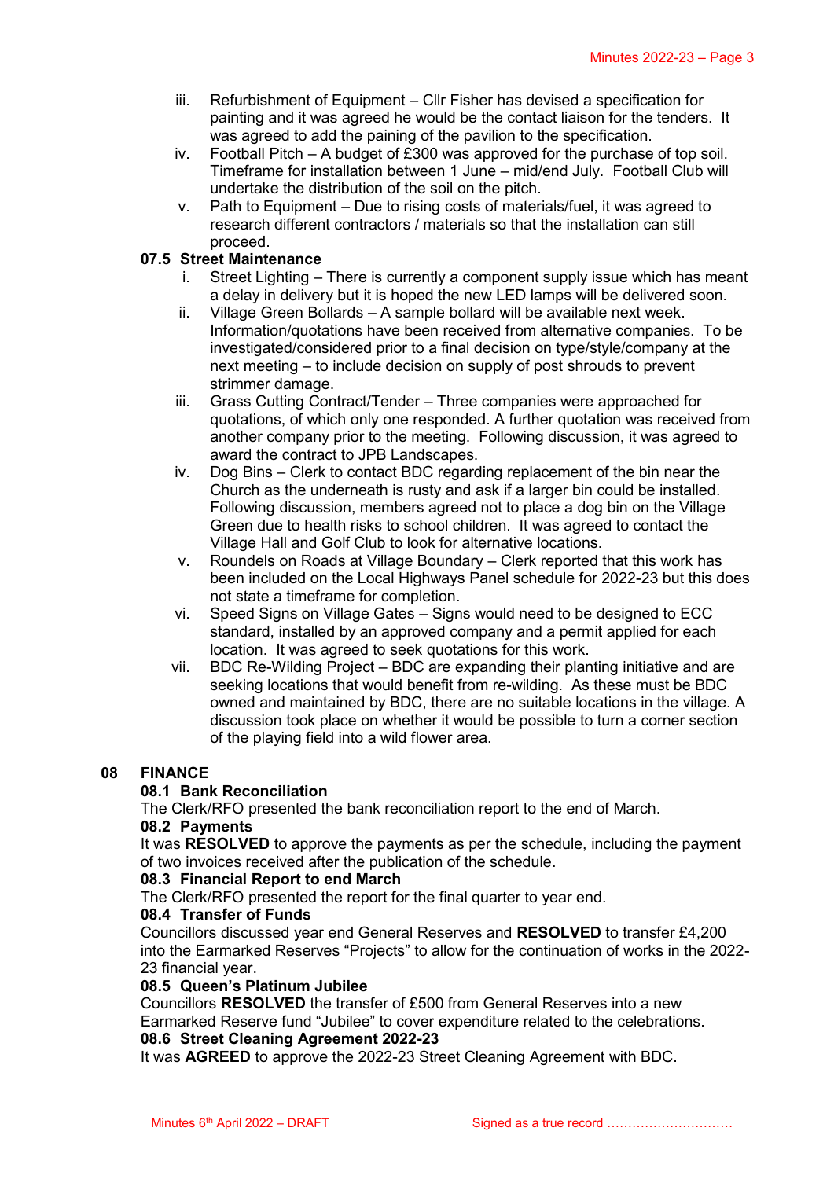iii. Refurbishment of Equipment – Cllr Fisher has devised a specification for painting and it was agreed he would be the contact liaison for the tenders. It was agreed to add the paining of the pavilion to the specification.
iv. Football Pitch – A budget of £300 was approved for the purchase of top soil. Timeframe for installation between 1 June – mid/end July. Football Club will undertake the distribution of the soil on the pitch.
v. Path to Equipment – Due to rising costs of materials/fuel, it was agreed to research different contractors / materials so that the installation can still proceed.

### 07.5 Street Maintenance

i. Street Lighting – There is currently a component supply issue which has meant a delay in delivery but it is hoped the new LED lamps will be delivered soon.
ii. Village Green Bollards – A sample bollard will be available next week. Information/quotations have been received from alternative companies. To be investigated/considered prior to a final decision on type/style/company at the next meeting – to include decision on supply of post shrouds to prevent strimmer damage.
iii. Grass Cutting Contract/Tender – Three companies were approached for quotations, of which only one responded. A further quotation was received from another company prior to the meeting. Following discussion, it was agreed to award the contract to JPB Landscapes.
iv. Dog Bins – Clerk to contact BDC regarding replacement of the bin near the Church as the underneath is rusty and ask if a larger bin could be installed. Following discussion, members agreed not to place a dog bin on the Village Green due to health risks to school children. It was agreed to contact the Village Hall and Golf Club to look for alternative locations.
v. Roundels on Roads at Village Boundary – Clerk reported that this work has been included on the Local Highways Panel schedule for 2022-23 but this does not state a timeframe for completion.
vi. Speed Signs on Village Gates – Signs would need to be designed to ECC standard, installed by an approved company and a permit applied for each location. It was agreed to seek quotations for this work.
vii. BDC Re-Wilding Project – BDC are expanding their planting initiative and are seeking locations that would benefit from re-wilding. As these must be BDC owned and maintained by BDC, there are no suitable locations in the village. A discussion took place on whether it would be possible to turn a corner section of the playing field into a wild flower area.

## 08 FINANCE

### 08.1 Bank Reconciliation

The Clerk/RFO presented the bank reconciliation report to the end of March.

### 08.2 Payments

It was **RESOLVED** to approve the payments as per the schedule, including the payment of two invoices received after the publication of the schedule.

### 08.3 Financial Report to end March

The Clerk/RFO presented the report for the final quarter to year end.

### 08.4 Transfer of Funds

Councillors discussed year end General Reserves and **RESOLVED** to transfer £4,200 into the Earmarked Reserves "Projects" to allow for the continuation of works in the 2022-23 financial year.

### 08.5 Queen's Platinum Jubilee

Councillors **RESOLVED** the transfer of £500 from General Reserves into a new Earmarked Reserve fund "Jubilee" to cover expenditure related to the celebrations.

### 08.6 Street Cleaning Agreement 2022-23

It was **AGREED** to approve the 2022-23 Street Cleaning Agreement with BDC.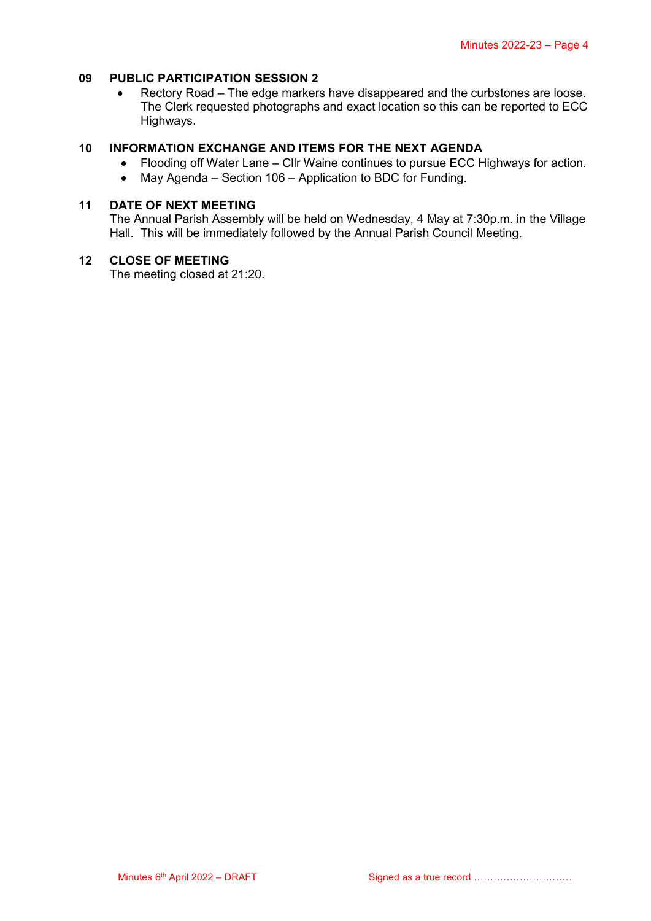## 09 PUBLIC PARTICIPATION SESSION 2

- Rectory Road – The edge markers have disappeared and the curbstones are loose. The Clerk requested photographs and exact location so this can be reported to ECC Highways.

## 10 INFORMATION EXCHANGE AND ITEMS FOR THE NEXT AGENDA

- Flooding off Water Lane – Cllr Waine continues to pursue ECC Highways for action.
- May Agenda – Section 106 – Application to BDC for Funding.

## 11 DATE OF NEXT MEETING

The Annual Parish Assembly will be held on Wednesday, 4 May at 7:30p.m. in the Village Hall. This will be immediately followed by the Annual Parish Council Meeting.

## 12 CLOSE OF MEETING

The meeting closed at 21:20.

Minutes 6th April 2022 – DRAFT

Signed as a true record …………………………